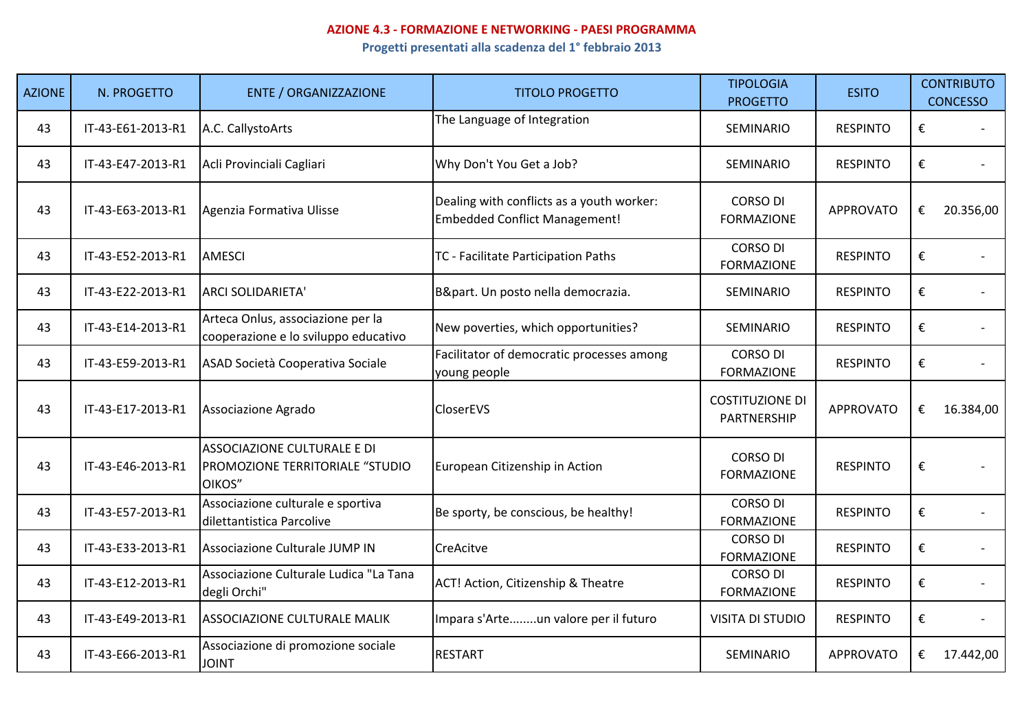# AZIONE 4.3 - FORMAZIONE E NETWORKING - PAESI PROGRAMMA

## Progetti presentati alla scadenza del 1° febbraio 2013

| AZIONE | N. PROGETTO | ENTE / ORGANIZZAZIONE | TITOLO PROGETTO | TIPOLOGIA PROGETTO | ESITO | CONTRIBUTO CONCESSO |
|---|---|---|---|---|---|---|
| 43 | IT-43-E61-2013-R1 | A.C. CallystoArts | The Language of Integration | SEMINARIO | RESPINTO | € - |
| 43 | IT-43-E47-2013-R1 | Acli Provinciali Cagliari | Why Don't You Get a Job? | SEMINARIO | RESPINTO | € - |
| 43 | IT-43-E63-2013-R1 | Agenzia Formativa Ulisse | Dealing with conflicts as a youth worker: Embedded Conflict Management! | CORSO DI FORMAZIONE | APPROVATO | € 20.356,00 |
| 43 | IT-43-E52-2013-R1 | AMESCI | TC - Facilitate Participation Paths | CORSO DI FORMAZIONE | RESPINTO | € - |
| 43 | IT-43-E22-2013-R1 | ARCI SOLIDARIETA' | B&part. Un posto nella democrazia. | SEMINARIO | RESPINTO | € - |
| 43 | IT-43-E14-2013-R1 | Arteca Onlus, associazione per la cooperazione e lo sviluppo educativo | New poverties, which opportunities? | SEMINARIO | RESPINTO | € - |
| 43 | IT-43-E59-2013-R1 | ASAD Società Cooperativa Sociale | Facilitator of democratic processes among young people | CORSO DI FORMAZIONE | RESPINTO | € - |
| 43 | IT-43-E17-2013-R1 | Associazione Agrado | CloserEVS | COSTITUZIONE DI PARTNERSHIP | APPROVATO | € 16.384,00 |
| 43 | IT-43-E46-2013-R1 | ASSOCIAZIONE CULTURALE E DI PROMOZIONE TERRITORIALE "STUDIO OIKOS" | European Citizenship in Action | CORSO DI FORMAZIONE | RESPINTO | € - |
| 43 | IT-43-E57-2013-R1 | Associazione culturale e sportiva dilettantistica Parcolive | Be sporty, be conscious, be healthy! | CORSO DI FORMAZIONE | RESPINTO | € - |
| 43 | IT-43-E33-2013-R1 | Associazione Culturale JUMP IN | CreAcitve | CORSO DI FORMAZIONE | RESPINTO | € - |
| 43 | IT-43-E12-2013-R1 | Associazione Culturale Ludica "La Tana degli Orchi" | ACT! Action, Citizenship & Theatre | CORSO DI FORMAZIONE | RESPINTO | € - |
| 43 | IT-43-E49-2013-R1 | ASSOCIAZIONE CULTURALE MALIK | Impara s'Arte........un valore per il futuro | VISITA DI STUDIO | RESPINTO | € - |
| 43 | IT-43-E66-2013-R1 | Associazione di promozione sociale JOINT | RESTART | SEMINARIO | APPROVATO | € 17.442,00 |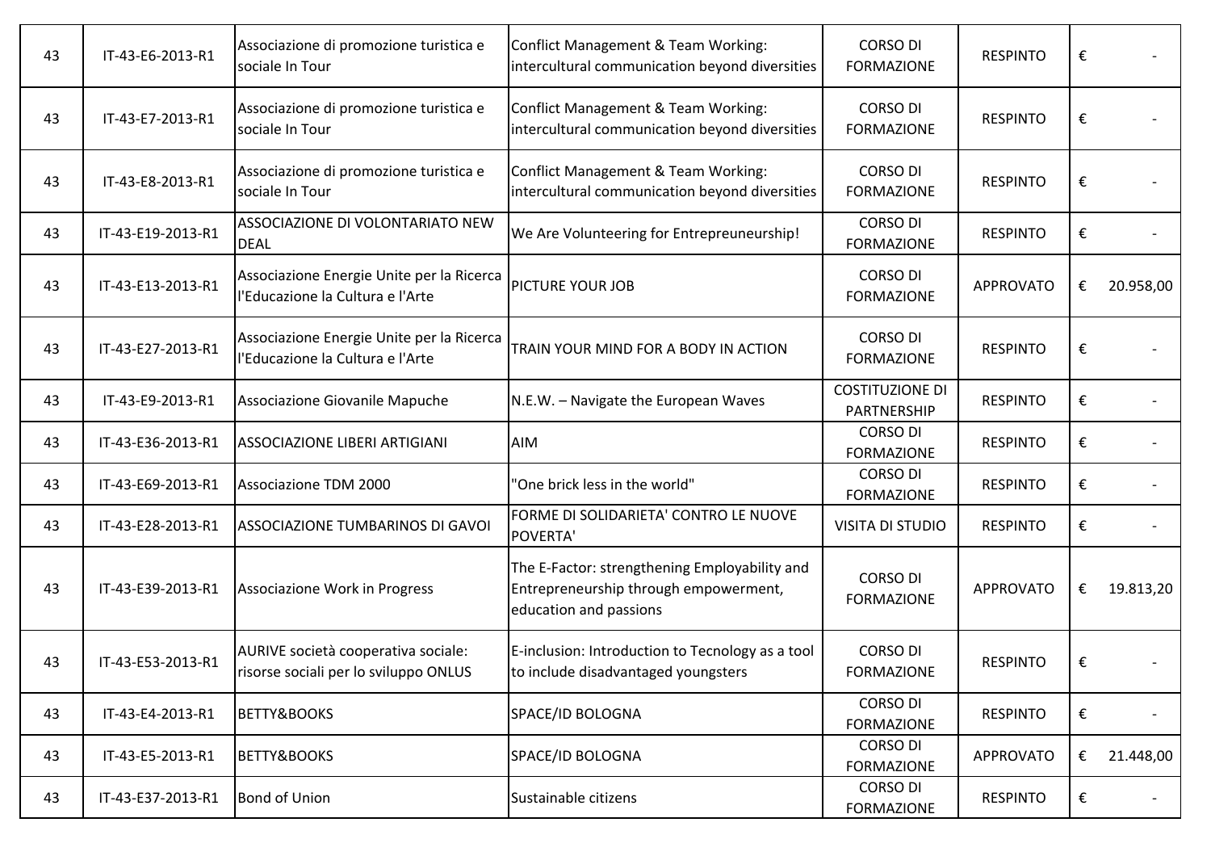| | | | | | | |
|---|---|---|---|---|---|---|
| 43 | IT-43-E6-2013-R1 | Associazione di promozione turistica e sociale In Tour | Conflict Management & Team Working: intercultural communication beyond diversities | CORSO DI FORMAZIONE | RESPINTO | € - |
| 43 | IT-43-E7-2013-R1 | Associazione di promozione turistica e sociale In Tour | Conflict Management & Team Working: intercultural communication beyond diversities | CORSO DI FORMAZIONE | RESPINTO | € - |
| 43 | IT-43-E8-2013-R1 | Associazione di promozione turistica e sociale In Tour | Conflict Management & Team Working: intercultural communication beyond diversities | CORSO DI FORMAZIONE | RESPINTO | € - |
| 43 | IT-43-E19-2013-R1 | ASSOCIAZIONE DI VOLONTARIATO NEW DEAL | We Are Volunteering for Entrepreuneurship! | CORSO DI FORMAZIONE | RESPINTO | € - |
| 43 | IT-43-E13-2013-R1 | Associazione Energie Unite per la Ricerca l'Educazione la Cultura e l'Arte | PICTURE YOUR JOB | CORSO DI FORMAZIONE | APPROVATO | € 20.958,00 |
| 43 | IT-43-E27-2013-R1 | Associazione Energie Unite per la Ricerca l'Educazione la Cultura e l'Arte | TRAIN YOUR MIND FOR A BODY IN ACTION | CORSO DI FORMAZIONE | RESPINTO | € - |
| 43 | IT-43-E9-2013-R1 | Associazione Giovanile Mapuche | N.E.W. – Navigate the European Waves | COSTITUZIONE DI PARTNERSHIP | RESPINTO | € - |
| 43 | IT-43-E36-2013-R1 | ASSOCIAZIONE LIBERI ARTIGIANI | AIM | CORSO DI FORMAZIONE | RESPINTO | € - |
| 43 | IT-43-E69-2013-R1 | Associazione TDM 2000 | "One brick less in the world" | CORSO DI FORMAZIONE | RESPINTO | € - |
| 43 | IT-43-E28-2013-R1 | ASSOCIAZIONE TUMBARINOS DI GAVOI | FORME DI SOLIDARIETA' CONTRO LE NUOVE POVERTA' | VISITA DI STUDIO | RESPINTO | € - |
| 43 | IT-43-E39-2013-R1 | Associazione Work in Progress | The E-Factor: strengthening Employability and Entrepreneurship through empowerment, education and passions | CORSO DI FORMAZIONE | APPROVATO | € 19.813,20 |
| 43 | IT-43-E53-2013-R1 | AURIVE società cooperativa sociale: risorse sociali per lo sviluppo ONLUS | E-inclusion: Introduction to Tecnology as a tool to include disadvantaged youngsters | CORSO DI FORMAZIONE | RESPINTO | € - |
| 43 | IT-43-E4-2013-R1 | BETTY&BOOKS | SPACE/ID BOLOGNA | CORSO DI FORMAZIONE | RESPINTO | € - |
| 43 | IT-43-E5-2013-R1 | BETTY&BOOKS | SPACE/ID BOLOGNA | CORSO DI FORMAZIONE | APPROVATO | € 21.448,00 |
| 43 | IT-43-E37-2013-R1 | Bond of Union | Sustainable citizens | CORSO DI FORMAZIONE | RESPINTO | € - |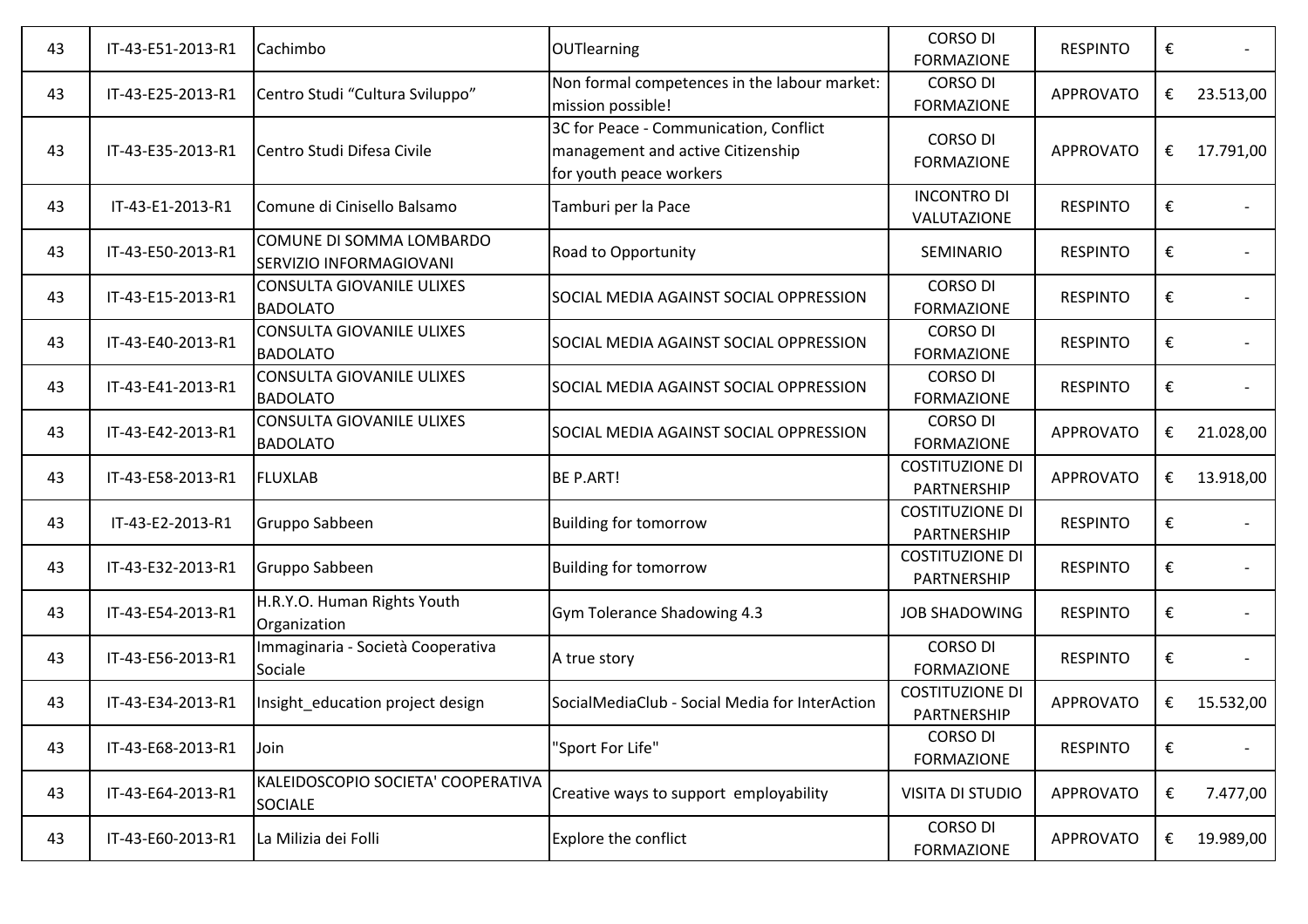| | | | | | | |
|---|---|---|---|---|---|---|
| 43 | IT-43-E51-2013-R1 | Cachimbo | OUTlearning | CORSO DI FORMAZIONE | RESPINTO | € - |
| 43 | IT-43-E25-2013-R1 | Centro Studi "Cultura Sviluppo" | Non formal competences in the labour market: mission possible! | CORSO DI FORMAZIONE | APPROVATO | € 23.513,00 |
| 43 | IT-43-E35-2013-R1 | Centro Studi Difesa Civile | 3C for Peace - Communication, Conflict management and active Citizenship for youth peace workers | CORSO DI FORMAZIONE | APPROVATO | € 17.791,00 |
| 43 | IT-43-E1-2013-R1 | Comune di Cinisello Balsamo | Tamburi per la Pace | INCONTRO DI VALUTAZIONE | RESPINTO | € - |
| 43 | IT-43-E50-2013-R1 | COMUNE DI SOMMA LOMBARDO SERVIZIO INFORMAGIOVANI | Road to Opportunity | SEMINARIO | RESPINTO | € - |
| 43 | IT-43-E15-2013-R1 | CONSULTA GIOVANILE ULIXES BADOLATO | SOCIAL MEDIA AGAINST SOCIAL OPPRESSION | CORSO DI FORMAZIONE | RESPINTO | € - |
| 43 | IT-43-E40-2013-R1 | CONSULTA GIOVANILE ULIXES BADOLATO | SOCIAL MEDIA AGAINST SOCIAL OPPRESSION | CORSO DI FORMAZIONE | RESPINTO | € - |
| 43 | IT-43-E41-2013-R1 | CONSULTA GIOVANILE ULIXES BADOLATO | SOCIAL MEDIA AGAINST SOCIAL OPPRESSION | CORSO DI FORMAZIONE | RESPINTO | € - |
| 43 | IT-43-E42-2013-R1 | CONSULTA GIOVANILE ULIXES BADOLATO | SOCIAL MEDIA AGAINST SOCIAL OPPRESSION | CORSO DI FORMAZIONE | APPROVATO | € 21.028,00 |
| 43 | IT-43-E58-2013-R1 | FLUXLAB | BE P.ART! | COSTITUZIONE DI PARTNERSHIP | APPROVATO | € 13.918,00 |
| 43 | IT-43-E2-2013-R1 | Gruppo Sabbeen | Building for tomorrow | COSTITUZIONE DI PARTNERSHIP | RESPINTO | € - |
| 43 | IT-43-E32-2013-R1 | Gruppo Sabbeen | Building for tomorrow | COSTITUZIONE DI PARTNERSHIP | RESPINTO | € - |
| 43 | IT-43-E54-2013-R1 | H.R.Y.O. Human Rights Youth Organization | Gym Tolerance Shadowing 4.3 | JOB SHADOWING | RESPINTO | € - |
| 43 | IT-43-E56-2013-R1 | Immaginaria - Società Cooperativa Sociale | A true story | CORSO DI FORMAZIONE | RESPINTO | € - |
| 43 | IT-43-E34-2013-R1 | Insight_education project design | SocialMediaClub - Social Media for InterAction | COSTITUZIONE DI PARTNERSHIP | APPROVATO | € 15.532,00 |
| 43 | IT-43-E68-2013-R1 | Join | "Sport For Life" | CORSO DI FORMAZIONE | RESPINTO | € - |
| 43 | IT-43-E64-2013-R1 | KALEIDOSCOPIO SOCIETA' COOPERATIVA SOCIALE | Creative ways to support employability | VISITA DI STUDIO | APPROVATO | € 7.477,00 |
| 43 | IT-43-E60-2013-R1 | La Milizia dei Folli | Explore the conflict | CORSO DI FORMAZIONE | APPROVATO | € 19.989,00 |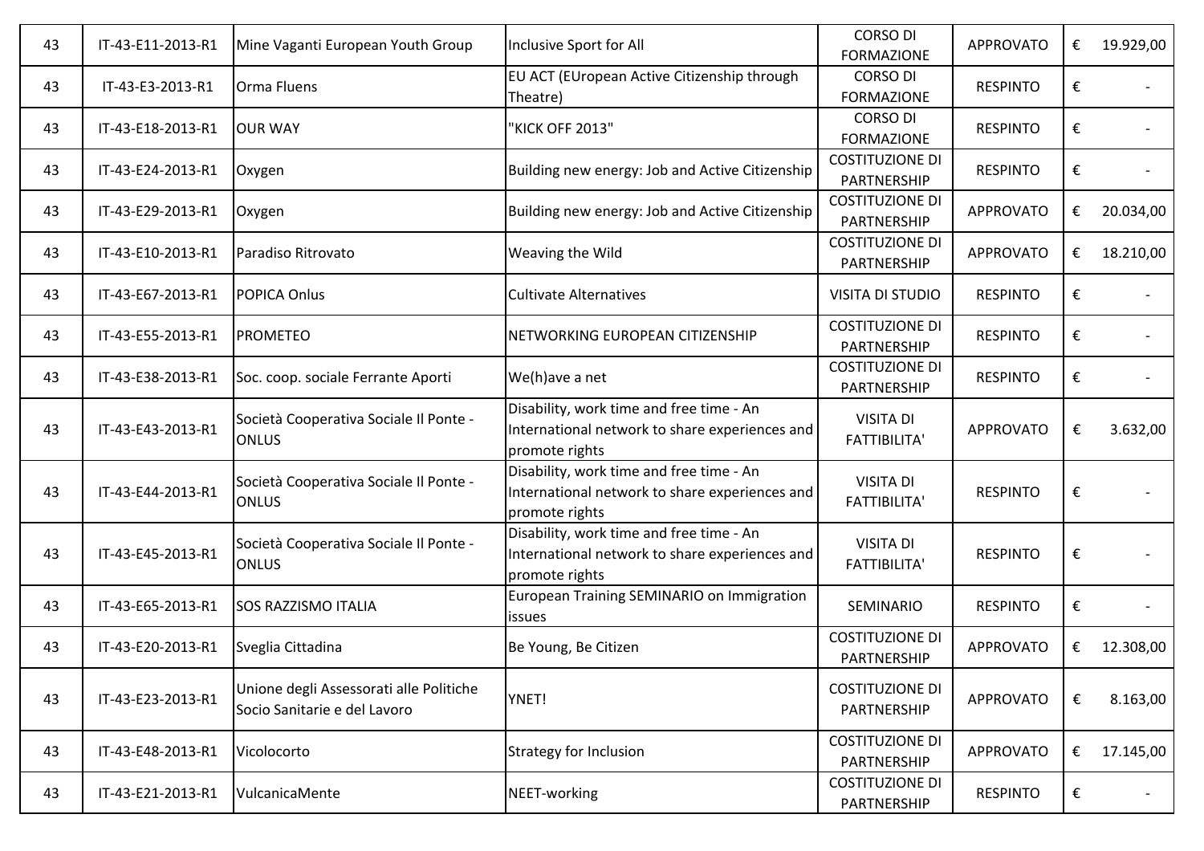| 43 | IT-43-E11-2013-R1 | Mine Vaganti European Youth Group | Inclusive Sport for All | CORSO DI FORMAZIONE | APPROVATO | € | 19.929,00 |
|---|---|---|---|---|---|---|---|
| 43 | IT-43-E3-2013-R1 | Orma Fluens | EU ACT (EUropean Active Citizenship through Theatre) | CORSO DI FORMAZIONE | RESPINTO | € | - |
| 43 | IT-43-E18-2013-R1 | OUR WAY | "KICK OFF 2013" | CORSO DI FORMAZIONE | RESPINTO | € | - |
| 43 | IT-43-E24-2013-R1 | Oxygen | Building new energy: Job and Active Citizenship | COSTITUZIONE DI PARTNERSHIP | RESPINTO | € | - |
| 43 | IT-43-E29-2013-R1 | Oxygen | Building new energy: Job and Active Citizenship | COSTITUZIONE DI PARTNERSHIP | APPROVATO | € | 20.034,00 |
| 43 | IT-43-E10-2013-R1 | Paradiso Ritrovato | Weaving the Wild | COSTITUZIONE DI PARTNERSHIP | APPROVATO | € | 18.210,00 |
| 43 | IT-43-E67-2013-R1 | POPICA Onlus | Cultivate Alternatives | VISITA DI STUDIO | RESPINTO | € | - |
| 43 | IT-43-E55-2013-R1 | PROMETEO | NETWORKING EUROPEAN CITIZENSHIP | COSTITUZIONE DI PARTNERSHIP | RESPINTO | € | - |
| 43 | IT-43-E38-2013-R1 | Soc. coop. sociale Ferrante Aporti | We(h)ave a net | COSTITUZIONE DI PARTNERSHIP | RESPINTO | € | - |
| 43 | IT-43-E43-2013-R1 | Società Cooperativa Sociale Il Ponte - ONLUS | Disability, work time and free time - An International network to share experiences and promote rights | VISITA DI FATTIBILITA' | APPROVATO | € | 3.632,00 |
| 43 | IT-43-E44-2013-R1 | Società Cooperativa Sociale Il Ponte - ONLUS | Disability, work time and free time - An International network to share experiences and promote rights | VISITA DI FATTIBILITA' | RESPINTO | € | - |
| 43 | IT-43-E45-2013-R1 | Società Cooperativa Sociale Il Ponte - ONLUS | Disability, work time and free time - An International network to share experiences and promote rights | VISITA DI FATTIBILITA' | RESPINTO | € | - |
| 43 | IT-43-E65-2013-R1 | SOS RAZZISMO ITALIA | European Training SEMINARIO on Immigration issues | SEMINARIO | RESPINTO | € | - |
| 43 | IT-43-E20-2013-R1 | Sveglia Cittadina | Be Young, Be Citizen | COSTITUZIONE DI PARTNERSHIP | APPROVATO | € | 12.308,00 |
| 43 | IT-43-E23-2013-R1 | Unione degli Assessorati alle Politiche Socio Sanitarie e del Lavoro | YNET! | COSTITUZIONE DI PARTNERSHIP | APPROVATO | € | 8.163,00 |
| 43 | IT-43-E48-2013-R1 | Vicolocorto | Strategy for Inclusion | COSTITUZIONE DI PARTNERSHIP | APPROVATO | € | 17.145,00 |
| 43 | IT-43-E21-2013-R1 | VulcanicaMente | NEET-working | COSTITUZIONE DI PARTNERSHIP | RESPINTO | € | - |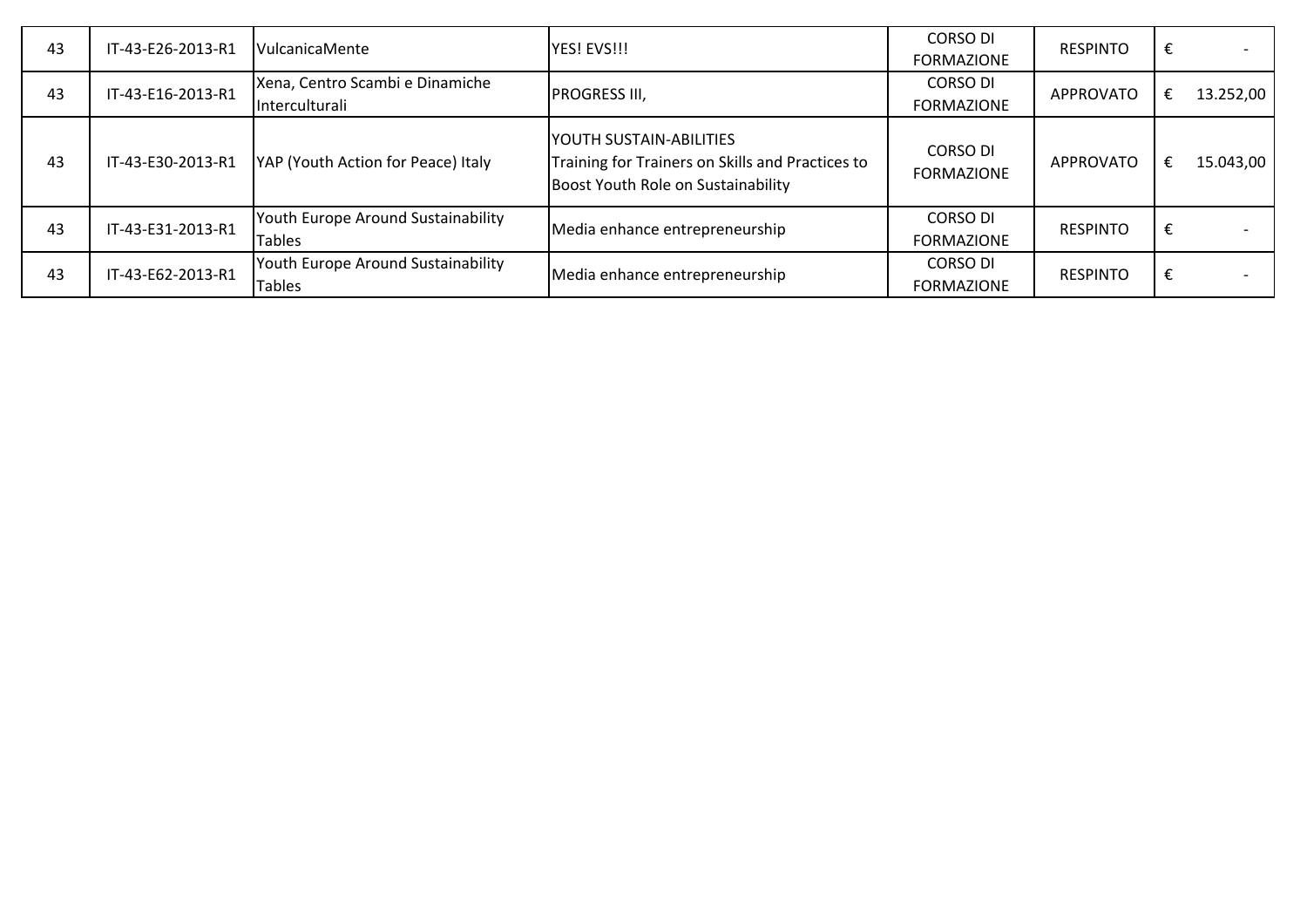| | | | | | | |
|---|---|---|---|---|---|---|
| 43 | IT-43-E26-2013-R1 | VulcanicaMente | YES! EVS!!! | CORSO DI FORMAZIONE | RESPINTO | € - |
| 43 | IT-43-E16-2013-R1 | Xena, Centro Scambi e Dinamiche Interculturali | PROGRESS III, | CORSO DI FORMAZIONE | APPROVATO | € 13.252,00 |
| 43 | IT-43-E30-2013-R1 | YAP (Youth Action for Peace) Italy | YOUTH SUSTAIN-ABILITIES Training for Trainers on Skills and Practices to Boost Youth Role on Sustainability | CORSO DI FORMAZIONE | APPROVATO | € 15.043,00 |
| 43 | IT-43-E31-2013-R1 | Youth Europe Around Sustainability Tables | Media enhance entrepreneurship | CORSO DI FORMAZIONE | RESPINTO | € - |
| 43 | IT-43-E62-2013-R1 | Youth Europe Around Sustainability Tables | Media enhance entrepreneurship | CORSO DI FORMAZIONE | RESPINTO | € - |